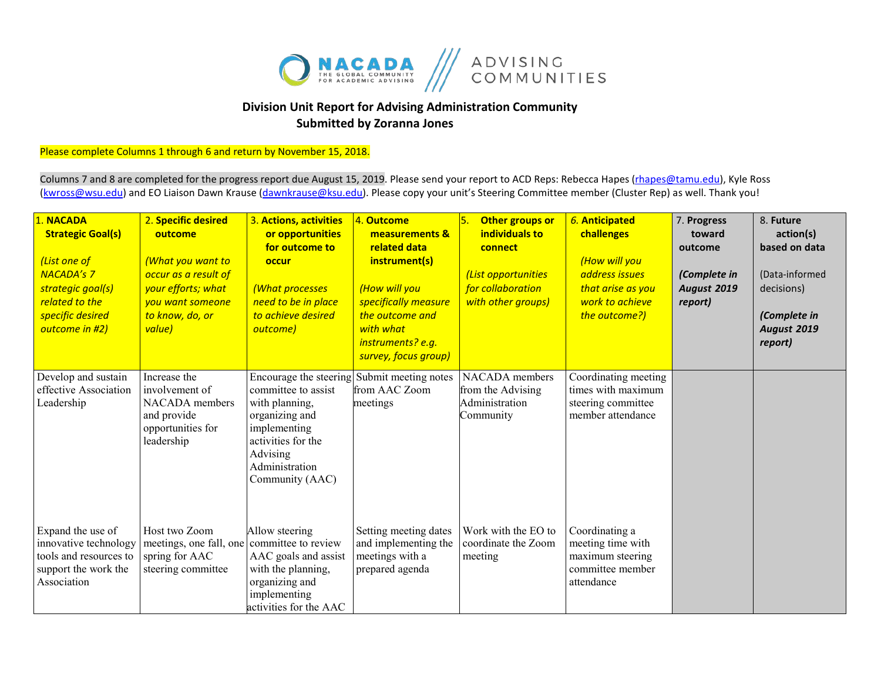**Division Unit Report for Advising Administration Community**
**Submitted by Zoranna Jones**

Please complete Columns 1 through 6 and return by November 15, 2018.

Columns 7 and 8 are completed for the progress report due August 15, 2019. Please send your report to ACD Reps: Rebecca Hapes (rhapes@tamu.edu), Kyle Ross (kwross@wsu.edu) and EO Liaison Dawn Krause (dawnkrause@ksu.edu). Please copy your unit's Steering Committee member (Cluster Rep) as well. Thank you!

| 1. **NACADA Strategic Goal(s)** *(List one of NACADA's 7 strategic goal(s) related to the specific desired outcome in #2)* | 2. **Specific desired outcome** *(What you want to occur as a result of your efforts; what you want someone to know, do, or value)* | 3. **Actions, activities or opportunities for outcome to occur** *(What processes need to be in place to achieve desired outcome)* | 4. **Outcome measurements & related data instrument(s)** *(How will you specifically measure the outcome and with what instruments? e.g. survey, focus group)* | 5. **Other groups or individuals to connect** *(List opportunities for collaboration with other groups)* | 6. **Anticipated challenges** *(How will you address issues that arise as you work to achieve the outcome?)* | 7. **Progress toward outcome** ***(Complete in August 2019 report)*** | 8. **Future action(s) based on data** (Data-informed decisions) ***(Complete in August 2019 report)*** |
|---|---|---|---|---|---|---|---|
| Develop and sustain effective Association Leadership | Increase the involvement of NACADA members and provide opportunities for leadership | Encourage the steering committee to assist with planning, organizing and implementing activities for the Advising Administration Community (AAC) | Submit meeting notes from AAC Zoom meetings | NACADA members from the Advising Administration Community | Coordinating meeting times with maximum steering committee member attendance | | |
| Expand the use of innovative technology tools and resources to support the work the Association | Host two Zoom meetings, one fall, one spring for AAC steering committee | Allow steering committee to review AAC goals and assist with the planning, organizing and implementing activities for the AAC | Setting meeting dates and implementing the meetings with a prepared agenda | Work with the EO to coordinate the Zoom meeting | Coordinating a meeting time with maximum steering committee member attendance | | |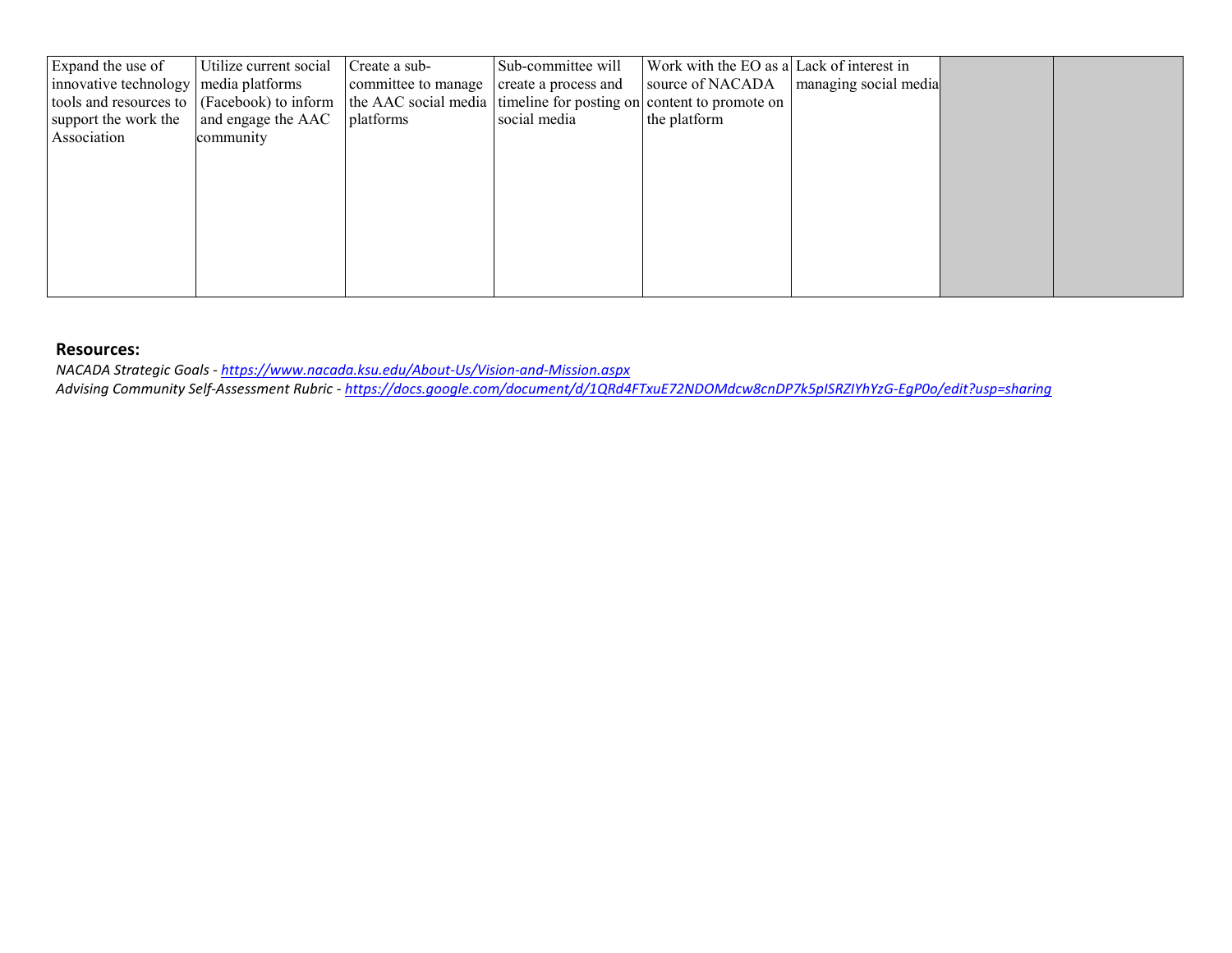| | | | | | | | |
|---|---|---|---|---|---|---|---|
| Expand the use of innovative technology tools and resources to support the work the Association | Utilize current social media platforms (Facebook) to inform and engage the AAC community | Create a sub-committee to manage the AAC social media platforms | Sub-committee will create a process and timeline for posting on social media | Work with the EO as a source of NACADA content to promote on the platform | Lack of interest in managing social media | | |

**Resources:**

*NACADA Strategic Goals - https://www.nacada.ksu.edu/About-Us/Vision-and-Mission.aspx*
*Advising Community Self-Assessment Rubric - https://docs.google.com/document/d/1QRd4FTxuE72NDOMdcw8cnDP7k5pISRZIYhYzG-EgP0o/edit?usp=sharing*